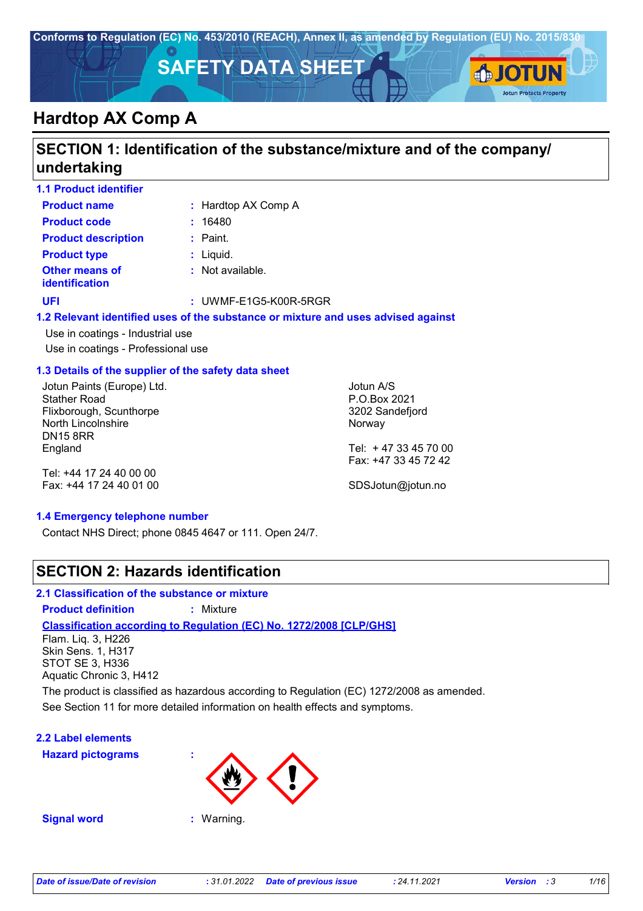Conforms to Regulation (EC) No. 453/2010 (REACH), Annex II, as amended by Regulation (EU) No. 2015/830

# SAFETY DATA SHEET

# Hardtop AX Comp A

## SECTION 1: Identification of the substance/mixture and of the company/ undertaking

### 1.1 Product identifier

**Product name** : Hardtop AX Comp A

**Product code** : 16480

**Product description** : Paint.

**Product type** : Liquid.

**Other means of identification** : Not available.

**UFI** : UWMF-E1G5-K00R-5RGR

### 1.2 Relevant identified uses of the substance or mixture and uses advised against

Use in coatings - Industrial use

Use in coatings - Professional use

### 1.3 Details of the supplier of the safety data sheet

Jotun Paints (Europe) Ltd.
Stather Road
Flixborough, Scunthorpe
North Lincolnshire
DN15 8RR
England

Tel: +44 17 24 40 00 00
Fax: +44 17 24 40 01 00

Jotun A/S
P.O.Box 2021
3202 Sandefjord
Norway

Tel: + 47 33 45 70 00
Fax: +47 33 45 72 42

SDSJotun@jotun.no

### 1.4 Emergency telephone number

Contact NHS Direct; phone 0845 4647 or 111. Open 24/7.

## SECTION 2: Hazards identification

### 2.1 Classification of the substance or mixture

**Product definition** : Mixture

**Classification according to Regulation (EC) No. 1272/2008 [CLP/GHS]**

Flam. Liq. 3, H226
Skin Sens. 1, H317
STOT SE 3, H336
Aquatic Chronic 3, H412

The product is classified as hazardous according to Regulation (EC) 1272/2008 as amended.

See Section 11 for more detailed information on health effects and symptoms.

### 2.2 Label elements

**Hazard pictograms** :

**Signal word** : Warning.

*Date of issue/Date of revision* : 31.01.2022 *Date of previous issue* : 24.11.2021 *Version* : 3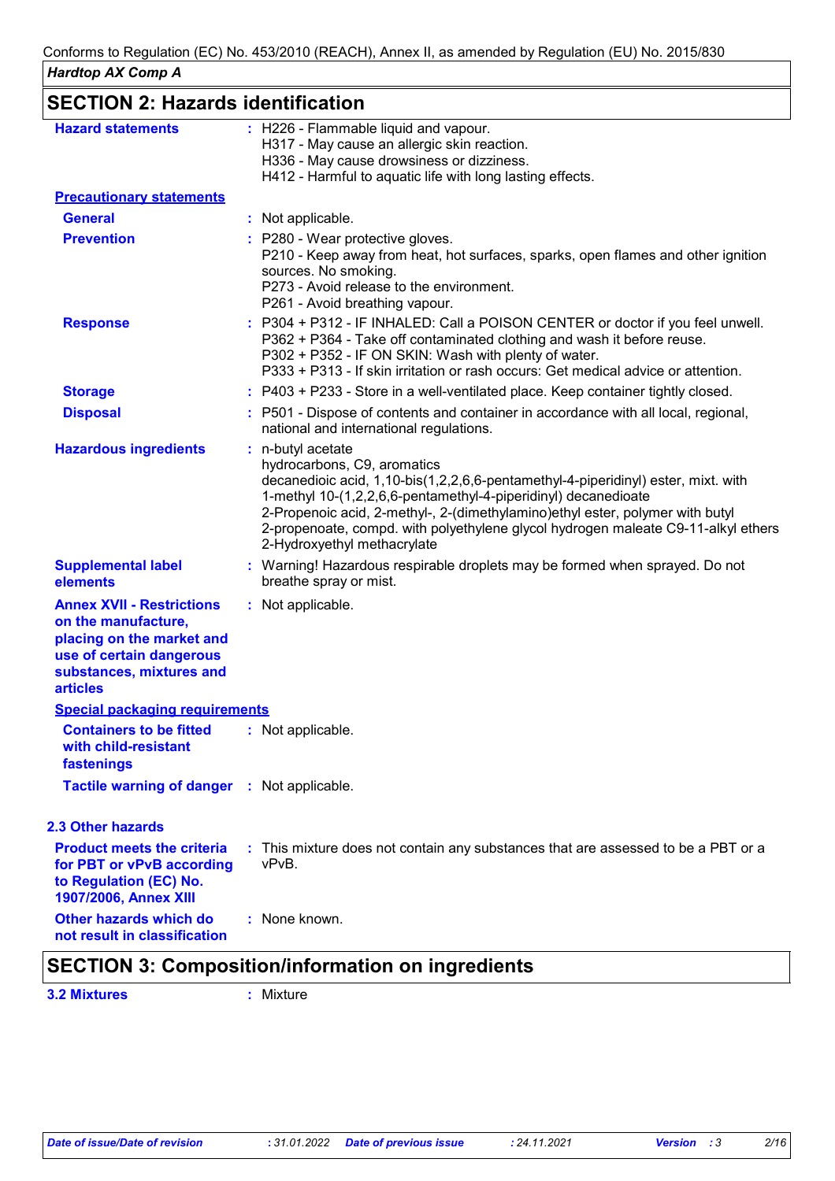## SECTION 2: Hazards identification

**Hazard statements** : H226 - Flammable liquid and vapour.
H317 - May cause an allergic skin reaction.
H336 - May cause drowsiness or dizziness.
H412 - Harmful to aquatic life with long lasting effects.

**Precautionary statements**

**General** : Not applicable.

**Prevention** : P280 - Wear protective gloves.
P210 - Keep away from heat, hot surfaces, sparks, open flames and other ignition sources. No smoking.
P273 - Avoid release to the environment.
P261 - Avoid breathing vapour.

**Response** : P304 + P312 - IF INHALED: Call a POISON CENTER or doctor if you feel unwell.
P362 + P364 - Take off contaminated clothing and wash it before reuse.
P302 + P352 - IF ON SKIN: Wash with plenty of water.
P333 + P313 - If skin irritation or rash occurs: Get medical advice or attention.

**Storage** : P403 + P233 - Store in a well-ventilated place. Keep container tightly closed.

**Disposal** : P501 - Dispose of contents and container in accordance with all local, regional, national and international regulations.

**Hazardous ingredients** : n-butyl acetate
hydrocarbons, C9, aromatics
decanedioic acid, 1,10-bis(1,2,2,6,6-pentamethyl-4-piperidinyl) ester, mixt. with 1-methyl 10-(1,2,2,6,6-pentamethyl-4-piperidinyl) decanedioate
2-Propenoic acid, 2-methyl-, 2-(dimethylamino)ethyl ester, polymer with butyl 2-propenoate, compd. with polyethylene glycol hydrogen maleate C9-11-alkyl ethers
2-Hydroxyethyl methacrylate

**Supplemental label elements** : Warning! Hazardous respirable droplets may be formed when sprayed. Do not breathe spray or mist.

**Annex XVII - Restrictions on the manufacture, placing on the market and use of certain dangerous substances, mixtures and articles** : Not applicable.

**Special packaging requirements**

**Containers to be fitted with child-resistant fastenings** : Not applicable.

**Tactile warning of danger** : Not applicable.

### 2.3 Other hazards

**Product meets the criteria for PBT or vPvB according to Regulation (EC) No. 1907/2006, Annex XIII** : This mixture does not contain any substances that are assessed to be a PBT or a vPvB.

**Other hazards which do not result in classification** : None known.

## SECTION 3: Composition/information on ingredients

**3.2 Mixtures** : Mixture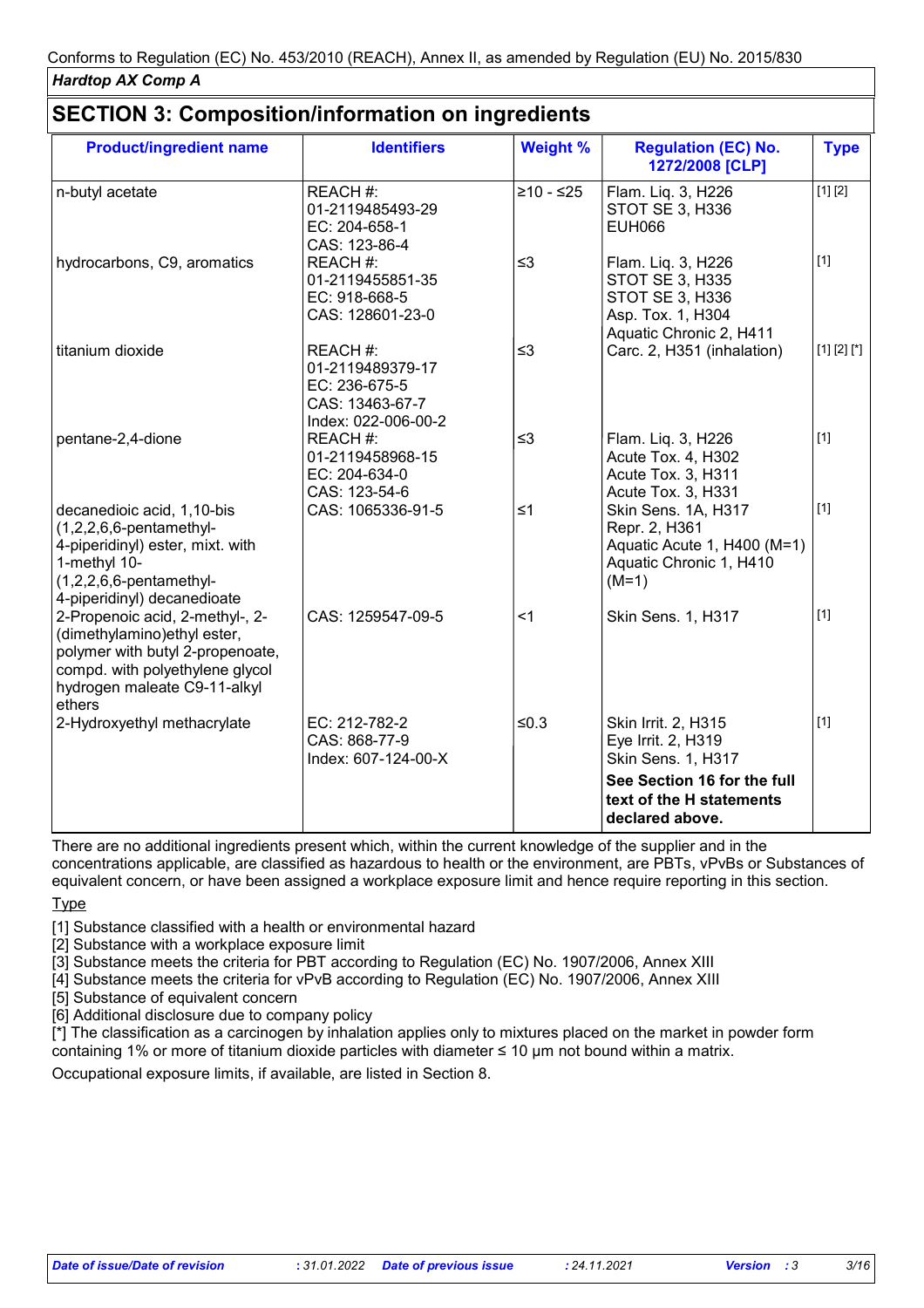Conforms to Regulation (EC) No. 453/2010 (REACH), Annex II, as amended by Regulation (EU) No. 2015/830

***Hardtop AX Comp A***

## SECTION 3: Composition/information on ingredients

| Product/ingredient name | Identifiers | Weight % | Regulation (EC) No. 1272/2008 [CLP] | Type |
|---|---|---|---|---|
| n-butyl acetate | REACH #: 01-2119485493-29<br>EC: 204-658-1<br>CAS: 123-86-4 | ≥10 - ≤25 | Flam. Liq. 3, H226<br>STOT SE 3, H336<br>EUH066 | [1] [2] |
| hydrocarbons, C9, aromatics | REACH #: 01-2119455851-35<br>EC: 918-668-5<br>CAS: 128601-23-0 | ≤3 | Flam. Liq. 3, H226<br>STOT SE 3, H335<br>STOT SE 3, H336<br>Asp. Tox. 1, H304<br>Aquatic Chronic 2, H411 | [1] |
| titanium dioxide | REACH #: 01-2119489379-17<br>EC: 236-675-5<br>CAS: 13463-67-7<br>Index: 022-006-00-2 | ≤3 | Carc. 2, H351 (inhalation) | [1] [2] [*] |
| pentane-2,4-dione | REACH #: 01-2119458968-15<br>EC: 204-634-0<br>CAS: 123-54-6 | ≤3 | Flam. Liq. 3, H226<br>Acute Tox. 4, H302<br>Acute Tox. 3, H311<br>Acute Tox. 3, H331 | [1] |
| decanedioic acid, 1,10-bis (1,2,2,6,6-pentamethyl-4-piperidinyl) ester, mixt. with 1-methyl 10-(1,2,2,6,6-pentamethyl-4-piperidinyl) decanedioate | CAS: 1065336-91-5 | ≤1 | Skin Sens. 1A, H317<br>Repr. 2, H361<br>Aquatic Acute 1, H400 (M=1)<br>Aquatic Chronic 1, H410 (M=1) | [1] |
| 2-Propenoic acid, 2-methyl-, 2-(dimethylamino)ethyl ester, polymer with butyl 2-propenoate, compd. with polyethylene glycol hydrogen maleate C9-11-alkyl ethers | CAS: 1259547-09-5 | <1 | Skin Sens. 1, H317 | [1] |
| 2-Hydroxyethyl methacrylate | EC: 212-782-2<br>CAS: 868-77-9<br>Index: 607-124-00-X | ≤0.3 | Skin Irrit. 2, H315<br>Eye Irrit. 2, H319<br>Skin Sens. 1, H317<br>**See Section 16 for the full text of the H statements declared above.** | [1] |

There are no additional ingredients present which, within the current knowledge of the supplier and in the concentrations applicable, are classified as hazardous to health or the environment, are PBTs, vPvBs or Substances of equivalent concern, or have been assigned a workplace exposure limit and hence require reporting in this section.

Type

[1] Substance classified with a health or environmental hazard
[2] Substance with a workplace exposure limit
[3] Substance meets the criteria for PBT according to Regulation (EC) No. 1907/2006, Annex XIII
[4] Substance meets the criteria for vPvB according to Regulation (EC) No. 1907/2006, Annex XIII
[5] Substance of equivalent concern
[6] Additional disclosure due to company policy
[*] The classification as a carcinogen by inhalation applies only to mixtures placed on the market in powder form containing 1% or more of titanium dioxide particles with diameter ≤ 10 μm not bound within a matrix.

Occupational exposure limits, if available, are listed in Section 8.

| *Date of issue/Date of revision* | *: 31.01.2022* | *Date of previous issue* | *: 24.11.2021* | *Version* | *: 3* |
|---|---|---|---|---|---|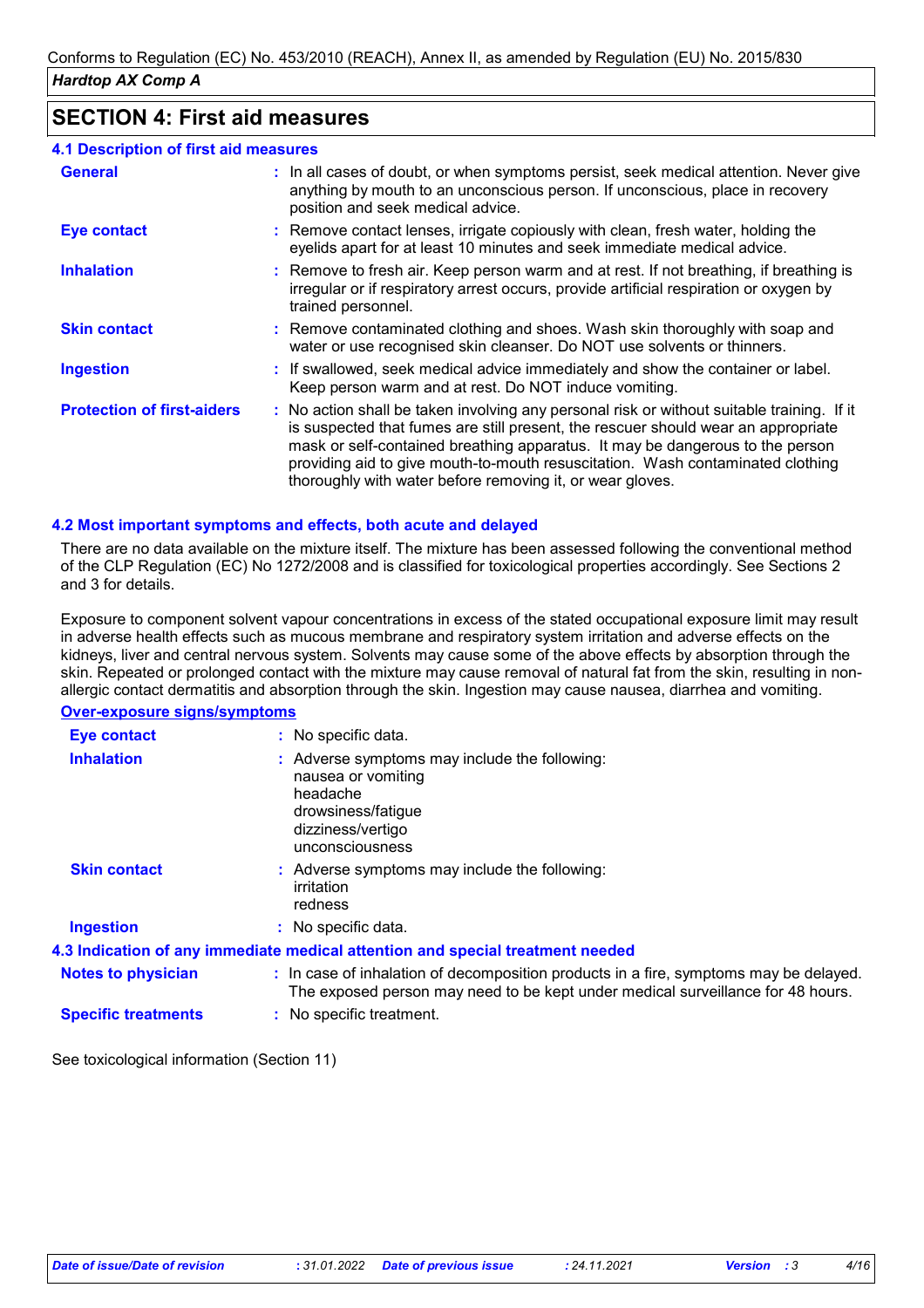## SECTION 4: First aid measures

### 4.1 Description of first aid measures

| | |
|---|---|
| **General** | In all cases of doubt, or when symptoms persist, seek medical attention. Never give anything by mouth to an unconscious person. If unconscious, place in recovery position and seek medical advice. |
| **Eye contact** | Remove contact lenses, irrigate copiously with clean, fresh water, holding the eyelids apart for at least 10 minutes and seek immediate medical advice. |
| **Inhalation** | Remove to fresh air. Keep person warm and at rest. If not breathing, if breathing is irregular or if respiratory arrest occurs, provide artificial respiration or oxygen by trained personnel. |
| **Skin contact** | Remove contaminated clothing and shoes. Wash skin thoroughly with soap and water or use recognised skin cleanser. Do NOT use solvents or thinners. |
| **Ingestion** | If swallowed, seek medical advice immediately and show the container or label. Keep person warm and at rest. Do NOT induce vomiting. |
| **Protection of first-aiders** | No action shall be taken involving any personal risk or without suitable training. If it is suspected that fumes are still present, the rescuer should wear an appropriate mask or self-contained breathing apparatus. It may be dangerous to the person providing aid to give mouth-to-mouth resuscitation. Wash contaminated clothing thoroughly with water before removing it, or wear gloves. |

### 4.2 Most important symptoms and effects, both acute and delayed

There are no data available on the mixture itself. The mixture has been assessed following the conventional method of the CLP Regulation (EC) No 1272/2008 and is classified for toxicological properties accordingly. See Sections 2 and 3 for details.

Exposure to component solvent vapour concentrations in excess of the stated occupational exposure limit may result in adverse health effects such as mucous membrane and respiratory system irritation and adverse effects on the kidneys, liver and central nervous system. Solvents may cause some of the above effects by absorption through the skin. Repeated or prolonged contact with the mixture may cause removal of natural fat from the skin, resulting in non-allergic contact dermatitis and absorption through the skin. Ingestion may cause nausea, diarrhea and vomiting.

**Over-exposure signs/symptoms**

| | |
|---|---|
| **Eye contact** | No specific data. |
| **Inhalation** | Adverse symptoms may include the following:<br>nausea or vomiting<br>headache<br>drowsiness/fatigue<br>dizziness/vertigo<br>unconsciousness |
| **Skin contact** | Adverse symptoms may include the following:<br>irritation<br>redness |
| **Ingestion** | No specific data. |

### 4.3 Indication of any immediate medical attention and special treatment needed

| | |
|---|---|
| **Notes to physician** | In case of inhalation of decomposition products in a fire, symptoms may be delayed. The exposed person may need to be kept under medical surveillance for 48 hours. |
| **Specific treatments** | No specific treatment. |

See toxicological information (Section 11)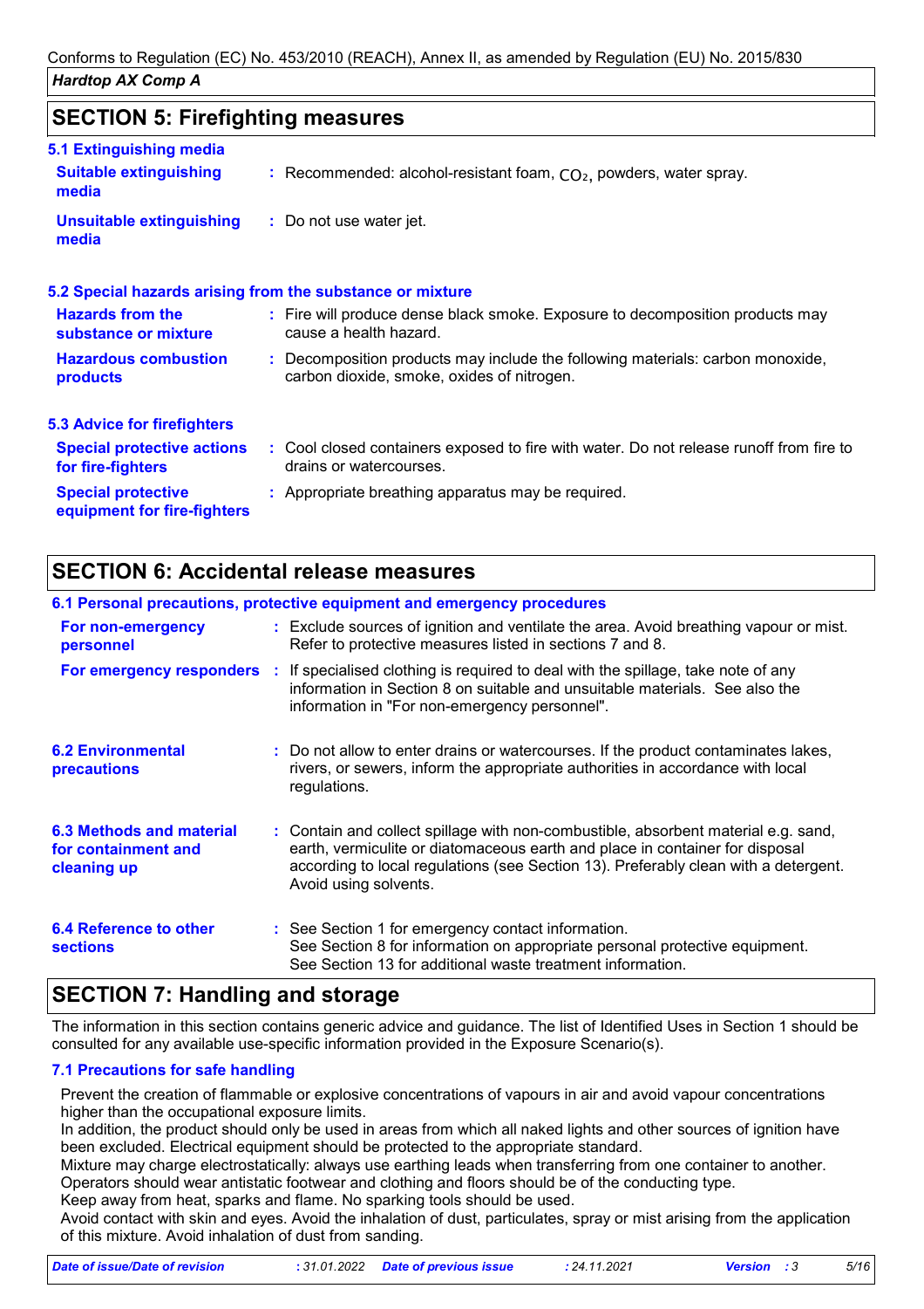## SECTION 5: Firefighting measures

### 5.1 Extinguishing media

| | |
|---|---|
| **Suitable extinguishing media** | : Recommended: alcohol-resistant foam, $CO_2$, powders, water spray. |
| **Unsuitable extinguishing media** | : Do not use water jet. |

### 5.2 Special hazards arising from the substance or mixture

| | |
|---|---|
| **Hazards from the substance or mixture** | : Fire will produce dense black smoke. Exposure to decomposition products may cause a health hazard. |
| **Hazardous combustion products** | : Decomposition products may include the following materials: carbon monoxide, carbon dioxide, smoke, oxides of nitrogen. |

### 5.3 Advice for firefighters

| | |
|---|---|
| **Special protective actions for fire-fighters** | : Cool closed containers exposed to fire with water. Do not release runoff from fire to drains or watercourses. |
| **Special protective equipment for fire-fighters** | : Appropriate breathing apparatus may be required. |

## SECTION 6: Accidental release measures

### 6.1 Personal precautions, protective equipment and emergency procedures

| | |
|---|---|
| **For non-emergency personnel** | : Exclude sources of ignition and ventilate the area. Avoid breathing vapour or mist. Refer to protective measures listed in sections 7 and 8. |
| **For emergency responders** | : If specialised clothing is required to deal with the spillage, take note of any information in Section 8 on suitable and unsuitable materials. See also the information in "For non-emergency personnel". |

| | |
|---|---|
| **6.2 Environmental precautions** | : Do not allow to enter drains or watercourses. If the product contaminates lakes, rivers, or sewers, inform the appropriate authorities in accordance with local regulations. |
| **6.3 Methods and material for containment and cleaning up** | : Contain and collect spillage with non-combustible, absorbent material e.g. sand, earth, vermiculite or diatomaceous earth and place in container for disposal according to local regulations (see Section 13). Preferably clean with a detergent. Avoid using solvents. |
| **6.4 Reference to other sections** | : See Section 1 for emergency contact information.<br>See Section 8 for information on appropriate personal protective equipment.<br>See Section 13 for additional waste treatment information. |

## SECTION 7: Handling and storage

The information in this section contains generic advice and guidance. The list of Identified Uses in Section 1 should be consulted for any available use-specific information provided in the Exposure Scenario(s).

### 7.1 Precautions for safe handling

Prevent the creation of flammable or explosive concentrations of vapours in air and avoid vapour concentrations higher than the occupational exposure limits.
In addition, the product should only be used in areas from which all naked lights and other sources of ignition have been excluded. Electrical equipment should be protected to the appropriate standard.
Mixture may charge electrostatically: always use earthing leads when transferring from one container to another. Operators should wear antistatic footwear and clothing and floors should be of the conducting type.
Keep away from heat, sparks and flame. No sparking tools should be used.
Avoid contact with skin and eyes. Avoid the inhalation of dust, particulates, spray or mist arising from the application of this mixture. Avoid inhalation of dust from sanding.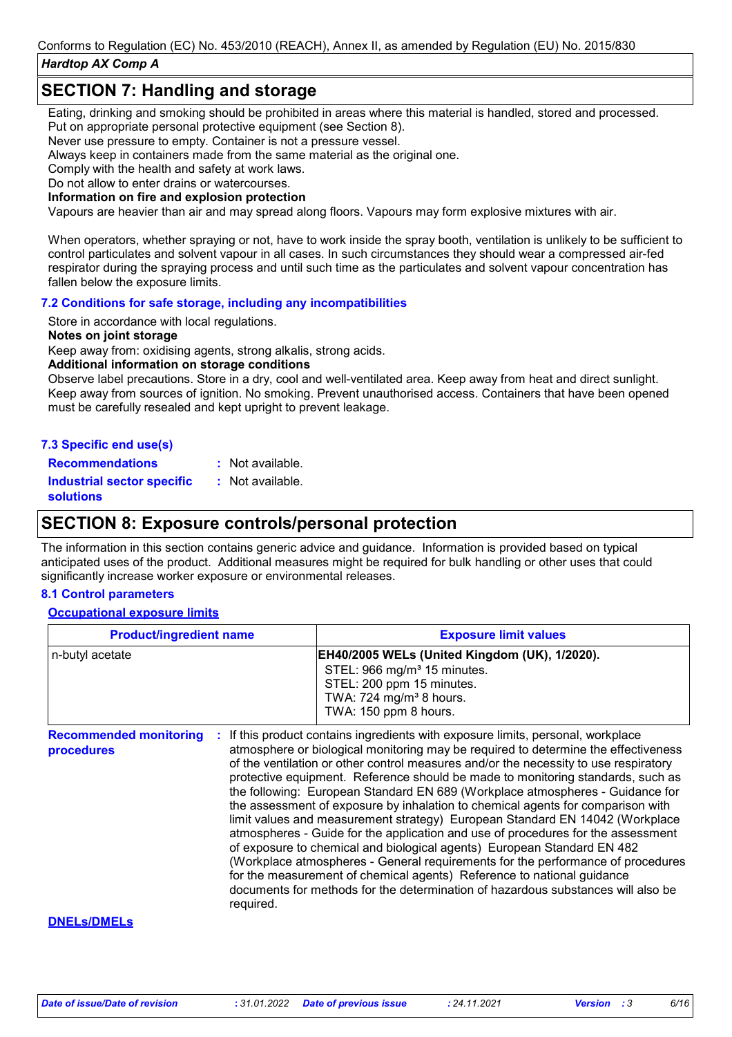## SECTION 7: Handling and storage

Eating, drinking and smoking should be prohibited in areas where this material is handled, stored and processed. Put on appropriate personal protective equipment (see Section 8).
Never use pressure to empty. Container is not a pressure vessel.
Always keep in containers made from the same material as the original one.
Comply with the health and safety at work laws.
Do not allow to enter drains or watercourses.

**Information on fire and explosion protection**

Vapours are heavier than air and may spread along floors. Vapours may form explosive mixtures with air.

When operators, whether spraying or not, have to work inside the spray booth, ventilation is unlikely to be sufficient to control particulates and solvent vapour in all cases. In such circumstances they should wear a compressed air-fed respirator during the spraying process and until such time as the particulates and solvent vapour concentration has fallen below the exposure limits.

### 7.2 Conditions for safe storage, including any incompatibilities

Store in accordance with local regulations.

**Notes on joint storage**

Keep away from: oxidising agents, strong alkalis, strong acids.

**Additional information on storage conditions**

Observe label precautions. Store in a dry, cool and well-ventilated area. Keep away from heat and direct sunlight. Keep away from sources of ignition. No smoking. Prevent unauthorised access. Containers that have been opened must be carefully resealed and kept upright to prevent leakage.

### 7.3 Specific end use(s)

**Recommendations** : Not available.

**Industrial sector specific solutions** : Not available.

## SECTION 8: Exposure controls/personal protection

The information in this section contains generic advice and guidance. Information is provided based on typical anticipated uses of the product. Additional measures might be required for bulk handling or other uses that could significantly increase worker exposure or environmental releases.

### 8.1 Control parameters

**Occupational exposure limits**

| Product/ingredient name | Exposure limit values |
|---|---|
| n-butyl acetate | **EH40/2005 WELs (United Kingdom (UK), 1/2020).**<br>STEL: 966 mg/m³ 15 minutes.<br>STEL: 200 ppm 15 minutes.<br>TWA: 724 mg/m³ 8 hours.<br>TWA: 150 ppm 8 hours. |

**Recommended monitoring procedures** : If this product contains ingredients with exposure limits, personal, workplace atmosphere or biological monitoring may be required to determine the effectiveness of the ventilation or other control measures and/or the necessity to use respiratory protective equipment. Reference should be made to monitoring standards, such as the following: European Standard EN 689 (Workplace atmospheres - Guidance for the assessment of exposure by inhalation to chemical agents for comparison with limit values and measurement strategy) European Standard EN 14042 (Workplace atmospheres - Guide for the application and use of procedures for the assessment of exposure to chemical and biological agents) European Standard EN 482 (Workplace atmospheres - General requirements for the performance of procedures for the measurement of chemical agents) Reference to national guidance documents for methods for the determination of hazardous substances will also be required.

**DNELs/DMELs**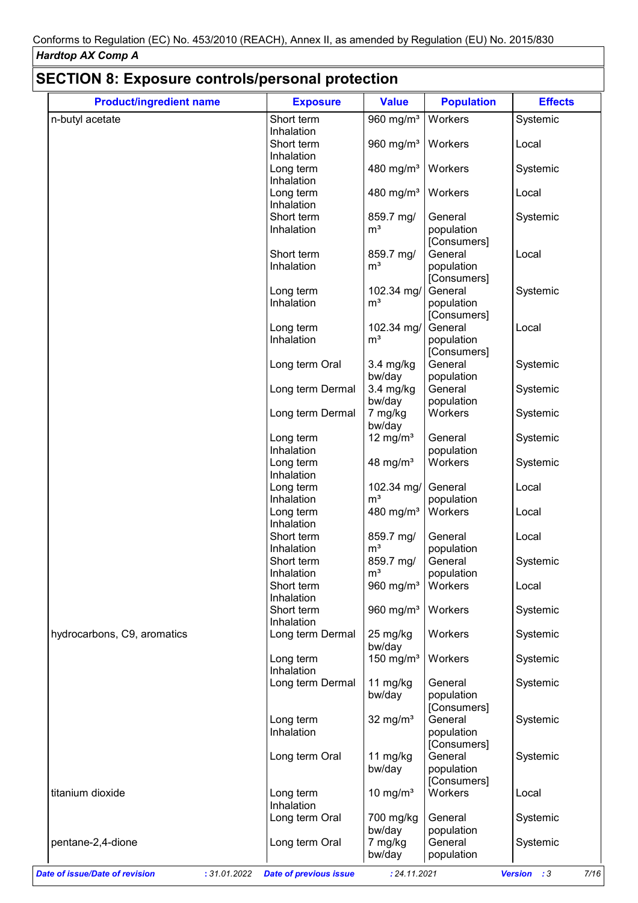## SECTION 8: Exposure controls/personal protection

| Product/ingredient name | Exposure | Value | Population | Effects |
|---|---|---|---|---|
| n-butyl acetate | Short term Inhalation | 960 mg/m³ | Workers | Systemic |
| | Short term Inhalation | 960 mg/m³ | Workers | Local |
| | Long term Inhalation | 480 mg/m³ | Workers | Systemic |
| | Long term Inhalation | 480 mg/m³ | Workers | Local |
| | Short term Inhalation | 859.7 mg/m³ | General population [Consumers] | Systemic |
| | Short term Inhalation | 859.7 mg/m³ | General population [Consumers] | Local |
| | Long term Inhalation | 102.34 mg/m³ | General population [Consumers] | Systemic |
| | Long term Inhalation | 102.34 mg/m³ | General population [Consumers] | Local |
| | Long term Oral | 3.4 mg/kg bw/day | General population | Systemic |
| | Long term Dermal | 3.4 mg/kg bw/day | General population | Systemic |
| | Long term Dermal | 7 mg/kg bw/day | Workers | Systemic |
| | Long term Inhalation | 12 mg/m³ | General population | Systemic |
| | Long term Inhalation | 48 mg/m³ | Workers | Systemic |
| | Long term Inhalation | 102.34 mg/m³ | General population | Local |
| | Long term Inhalation | 480 mg/m³ | Workers | Local |
| | Short term Inhalation | 859.7 mg/m³ | General population | Local |
| | Short term Inhalation | 859.7 mg/m³ | General population | Systemic |
| | Short term Inhalation | 960 mg/m³ | Workers | Local |
| | Short term Inhalation | 960 mg/m³ | Workers | Systemic |
| hydrocarbons, C9, aromatics | Long term Dermal | 25 mg/kg bw/day | Workers | Systemic |
| | Long term Inhalation | 150 mg/m³ | Workers | Systemic |
| | Long term Dermal | 11 mg/kg bw/day | General population [Consumers] | Systemic |
| | Long term Inhalation | 32 mg/m³ | General population [Consumers] | Systemic |
| | Long term Oral | 11 mg/kg bw/day | General population [Consumers] | Systemic |
| titanium dioxide | Long term Inhalation | 10 mg/m³ | Workers | Local |
| | Long term Oral | 700 mg/kg bw/day | General population | Systemic |
| pentane-2,4-dione | Long term Oral | 7 mg/kg bw/day | General population | Systemic |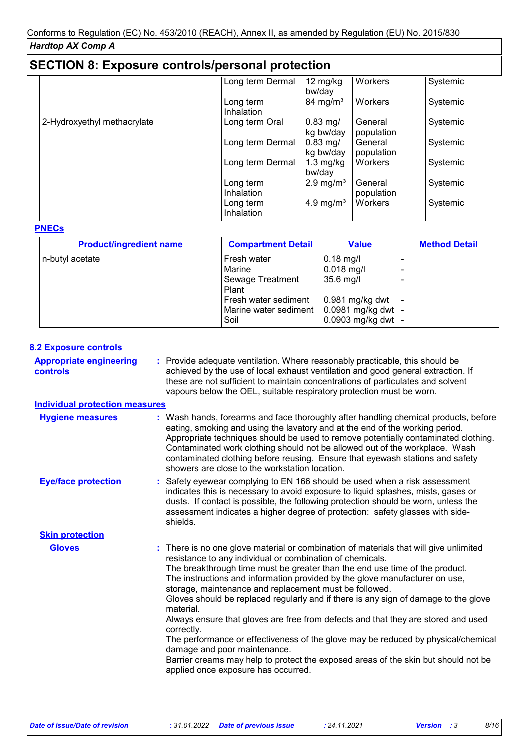## SECTION 8: Exposure controls/personal protection

| | | | | |
|---|---|---|---|---|
| | Long term Dermal | 12 mg/kg bw/day | Workers | Systemic |
| | Long term Inhalation | 84 mg/m³ | Workers | Systemic |
| 2-Hydroxyethyl methacrylate | Long term Oral | 0.83 mg/kg bw/day | General population | Systemic |
| | Long term Dermal | 0.83 mg/kg bw/day | General population | Systemic |
| | Long term Dermal | 1.3 mg/kg bw/day | Workers | Systemic |
| | Long term Inhalation | 2.9 mg/m³ | General population | Systemic |
| | Long term Inhalation | 4.9 mg/m³ | Workers | Systemic |

**PNECs**

| Product/ingredient name | Compartment Detail | Value | Method Detail |
|---|---|---|---|
| n-butyl acetate | Fresh water | 0.18 mg/l | - |
| | Marine | 0.018 mg/l | - |
| | Sewage Treatment Plant | 35.6 mg/l | - |
| | Fresh water sediment | 0.981 mg/kg dwt | - |
| | Marine water sediment | 0.0981 mg/kg dwt | - |
| | Soil | 0.0903 mg/kg dwt | - |

### 8.2 Exposure controls

**Appropriate engineering controls** : Provide adequate ventilation. Where reasonably practicable, this should be achieved by the use of local exhaust ventilation and good general extraction. If these are not sufficient to maintain concentrations of particulates and solvent vapours below the OEL, suitable respiratory protection must be worn.

**Individual protection measures**

**Hygiene measures** : Wash hands, forearms and face thoroughly after handling chemical products, before eating, smoking and using the lavatory and at the end of the working period. Appropriate techniques should be used to remove potentially contaminated clothing. Contaminated work clothing should not be allowed out of the workplace. Wash contaminated clothing before reusing. Ensure that eyewash stations and safety showers are close to the workstation location.

**Eye/face protection** : Safety eyewear complying to EN 166 should be used when a risk assessment indicates this is necessary to avoid exposure to liquid splashes, mists, gases or dusts. If contact is possible, the following protection should be worn, unless the assessment indicates a higher degree of protection: safety glasses with side-shields.

**Skin protection**

**Gloves** : There is no one glove material or combination of materials that will give unlimited resistance to any individual or combination of chemicals.
The breakthrough time must be greater than the end use time of the product.
The instructions and information provided by the glove manufacturer on use, storage, maintenance and replacement must be followed.
Gloves should be replaced regularly and if there is any sign of damage to the glove material.
Always ensure that gloves are free from defects and that they are stored and used correctly.
The performance or effectiveness of the glove may be reduced by physical/chemical damage and poor maintenance.
Barrier creams may help to protect the exposed areas of the skin but should not be applied once exposure has occurred.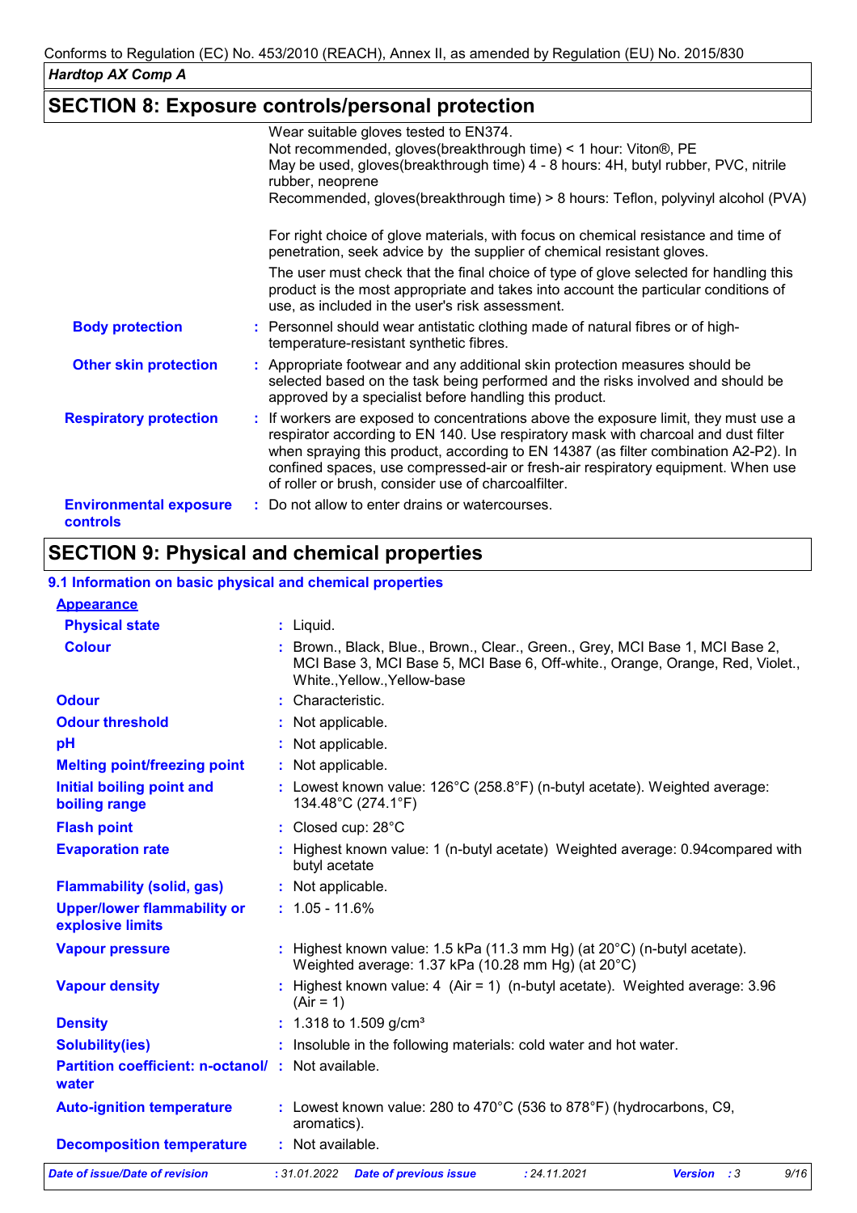## SECTION 8: Exposure controls/personal protection

Wear suitable gloves tested to EN374.
Not recommended, gloves(breakthrough time) < 1 hour: Viton®, PE
May be used, gloves(breakthrough time) 4 - 8 hours: 4H, butyl rubber, PVC, nitrile rubber, neoprene
Recommended, gloves(breakthrough time) > 8 hours: Teflon, polyvinyl alcohol (PVA)

For right choice of glove materials, with focus on chemical resistance and time of penetration, seek advice by the supplier of chemical resistant gloves.

The user must check that the final choice of type of glove selected for handling this product is the most appropriate and takes into account the particular conditions of use, as included in the user's risk assessment.

**Body protection** : Personnel should wear antistatic clothing made of natural fibres or of high-temperature-resistant synthetic fibres.

**Other skin protection** : Appropriate footwear and any additional skin protection measures should be selected based on the task being performed and the risks involved and should be approved by a specialist before handling this product.

**Respiratory protection** : If workers are exposed to concentrations above the exposure limit, they must use a respirator according to EN 140. Use respiratory mask with charcoal and dust filter when spraying this product, according to EN 14387 (as filter combination A2-P2). In confined spaces, use compressed-air or fresh-air respiratory equipment. When use of roller or brush, consider use of charcoalfilter.

**Environmental exposure controls** : Do not allow to enter drains or watercourses.

## SECTION 9: Physical and chemical properties

### 9.1 Information on basic physical and chemical properties

**Appearance**

| | |
|---|---|
| **Physical state** | : Liquid. |
| **Colour** | : Brown., Black, Blue., Brown., Clear., Green., Grey, MCI Base 1, MCI Base 2, MCI Base 3, MCI Base 5, MCI Base 6, Off-white., Orange, Orange, Red, Violet., White.,Yellow.,Yellow-base |
| **Odour** | : Characteristic. |
| **Odour threshold** | : Not applicable. |
| **pH** | : Not applicable. |
| **Melting point/freezing point** | : Not applicable. |
| **Initial boiling point and boiling range** | : Lowest known value: 126°C (258.8°F) (n-butyl acetate). Weighted average: 134.48°C (274.1°F) |
| **Flash point** | : Closed cup: 28°C |
| **Evaporation rate** | : Highest known value: 1 (n-butyl acetate) Weighted average: 0.94compared with butyl acetate |
| **Flammability (solid, gas)** | : Not applicable. |
| **Upper/lower flammability or explosive limits** | : 1.05 - 11.6% |
| **Vapour pressure** | : Highest known value: 1.5 kPa (11.3 mm Hg) (at 20°C) (n-butyl acetate). Weighted average: 1.37 kPa (10.28 mm Hg) (at 20°C) |
| **Vapour density** | : Highest known value: 4 (Air = 1) (n-butyl acetate). Weighted average: 3.96 (Air = 1) |
| **Density** | : 1.318 to 1.509 g/cm³ |
| **Solubility(ies)** | : Insoluble in the following materials: cold water and hot water. |
| **Partition coefficient: n-octanol/ water** | : Not available. |
| **Auto-ignition temperature** | : Lowest known value: 280 to 470°C (536 to 878°F) (hydrocarbons, C9, aromatics). |
| **Decomposition temperature** | : Not available. |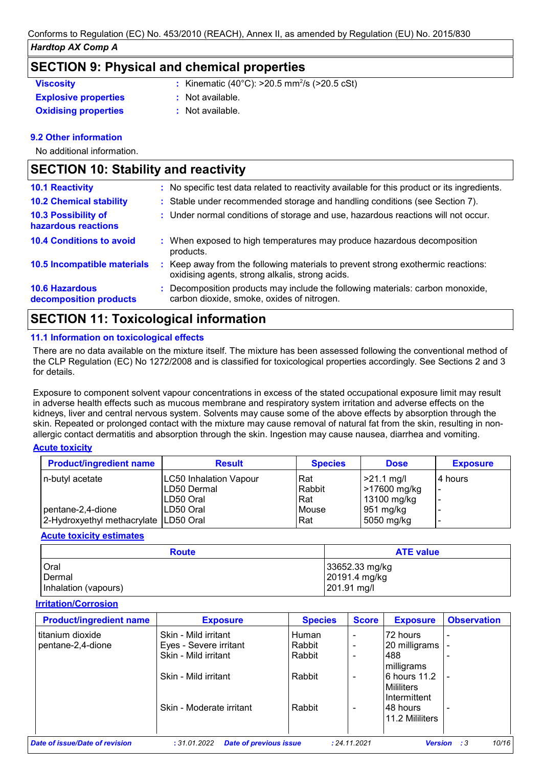## SECTION 9: Physical and chemical properties

| | | |
|---|---|---|
| **Viscosity** | : | Kinematic (40°C): >20.5 $mm^2$/s (>20.5 cSt) |
| **Explosive properties** | : | Not available. |
| **Oxidising properties** | : | Not available. |

### 9.2 Other information

No additional information.

## SECTION 10: Stability and reactivity

| | | |
|---|---|---|
| **10.1 Reactivity** | : | No specific test data related to reactivity available for this product or its ingredients. |
| **10.2 Chemical stability** | : | Stable under recommended storage and handling conditions (see Section 7). |
| **10.3 Possibility of hazardous reactions** | : | Under normal conditions of storage and use, hazardous reactions will not occur. |
| **10.4 Conditions to avoid** | : | When exposed to high temperatures may produce hazardous decomposition products. |
| **10.5 Incompatible materials** | : | Keep away from the following materials to prevent strong exothermic reactions: oxidising agents, strong alkalis, strong acids. |
| **10.6 Hazardous decomposition products** | : | Decomposition products may include the following materials: carbon monoxide, carbon dioxide, smoke, oxides of nitrogen. |

## SECTION 11: Toxicological information

### 11.1 Information on toxicological effects

There are no data available on the mixture itself. The mixture has been assessed following the conventional method of the CLP Regulation (EC) No 1272/2008 and is classified for toxicological properties accordingly. See Sections 2 and 3 for details.

Exposure to component solvent vapour concentrations in excess of the stated occupational exposure limit may result in adverse health effects such as mucous membrane and respiratory system irritation and adverse effects on the kidneys, liver and central nervous system. Solvents may cause some of the above effects by absorption through the skin. Repeated or prolonged contact with the mixture may cause removal of natural fat from the skin, resulting in non-allergic contact dermatitis and absorption through the skin. Ingestion may cause nausea, diarrhea and vomiting.

**Acute toxicity**

| Product/ingredient name | Result | Species | Dose | Exposure |
|---|---|---|---|---|
| n-butyl acetate | LC50 Inhalation Vapour | Rat | >21.1 mg/l | 4 hours |
| | LD50 Dermal | Rabbit | >17600 mg/kg | - |
| | LD50 Oral | Rat | 13100 mg/kg | - |
| pentane-2,4-dione | LD50 Oral | Mouse | 951 mg/kg | - |
| 2-Hydroxyethyl methacrylate | LD50 Oral | Rat | 5050 mg/kg | - |

**Acute toxicity estimates**

| Route | ATE value |
|---|---|
| Oral | 33652.33 mg/kg |
| Dermal | 20191.4 mg/kg |
| Inhalation (vapours) | 201.91 mg/l |

**Irritation/Corrosion**

| Product/ingredient name | Exposure | Species | Score | Exposure | Observation |
|---|---|---|---|---|---|
| titanium dioxide | Skin - Mild irritant | Human | - | 72 hours | - |
| pentane-2,4-dione | Eyes - Severe irritant | Rabbit | - | 20 milligrams | - |
| | Skin - Mild irritant | Rabbit | - | 488 milligrams | - |
| | Skin - Mild irritant | Rabbit | - | 6 hours 11.2 Mililiters Intermittent | - |
| | Skin - Moderate irritant | Rabbit | - | 48 hours 11.2 Mililiters | - |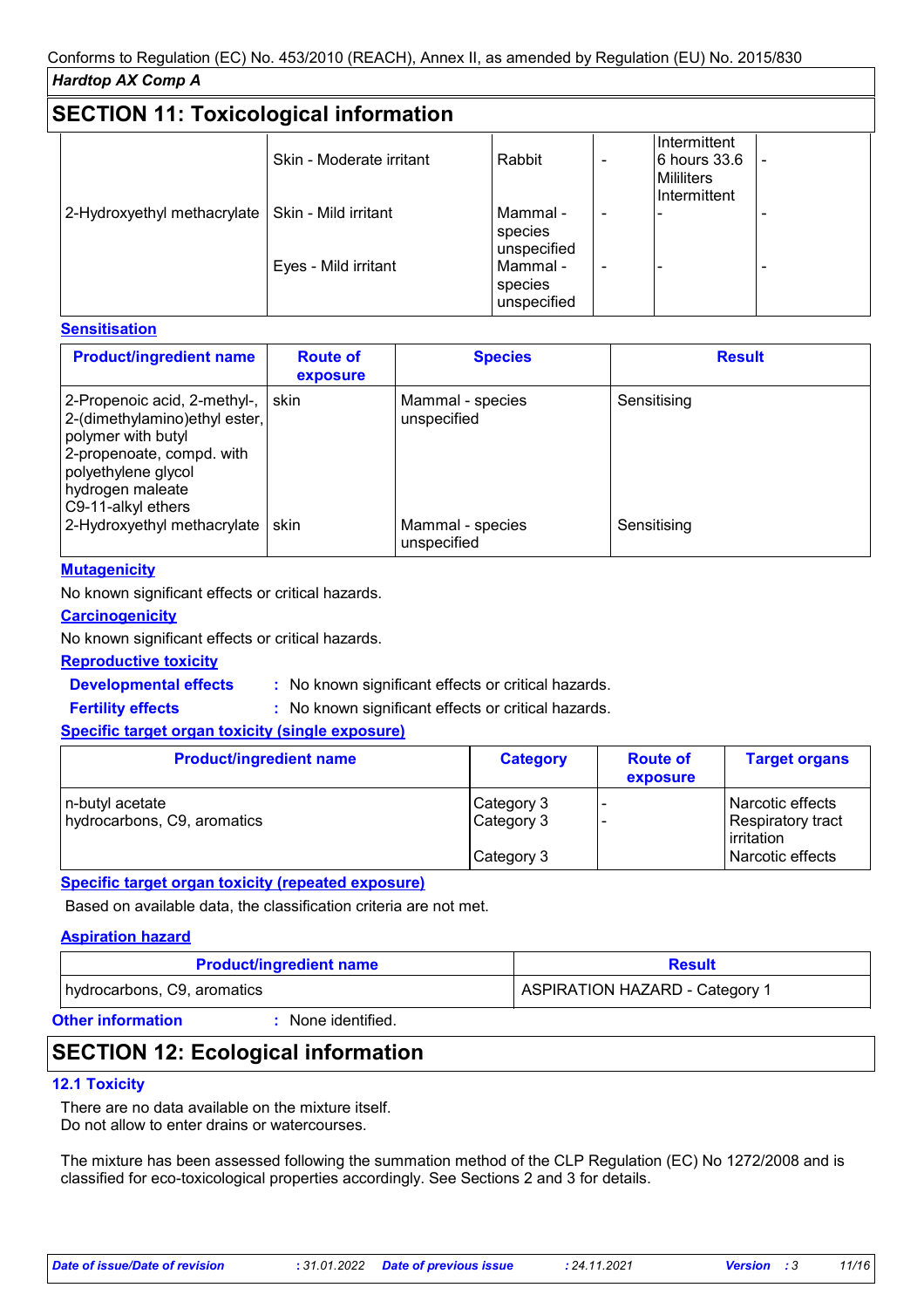## SECTION 11: Toxicological information

| | | | | | |
|---|---|---|---|---|---|
| | Skin - Moderate irritant | Rabbit | - | Intermittent 6 hours 33.6 Mililiters Intermittent | - |
| 2-Hydroxyethyl methacrylate | Skin - Mild irritant | Mammal - species unspecified | - | - | - |
| | Eyes - Mild irritant | Mammal - species unspecified | - | - | - |

**Sensitisation**

| Product/ingredient name | Route of exposure | Species | Result |
|---|---|---|---|
| 2-Propenoic acid, 2-methyl-, 2-(dimethylamino)ethyl ester, polymer with butyl 2-propenoate, compd. with polyethylene glycol hydrogen maleate C9-11-alkyl ethers | skin | Mammal - species unspecified | Sensitising |
| 2-Hydroxyethyl methacrylate | skin | Mammal - species unspecified | Sensitising |

**Mutagenicity**

No known significant effects or critical hazards.

**Carcinogenicity**

No known significant effects or critical hazards.

**Reproductive toxicity**

**Developmental effects** : No known significant effects or critical hazards.

**Fertility effects** : No known significant effects or critical hazards.

**Specific target organ toxicity (single exposure)**

| Product/ingredient name | Category | Route of exposure | Target organs |
|---|---|---|---|
| n-butyl acetate | Category 3 | - | Narcotic effects |
| hydrocarbons, C9, aromatics | Category 3 | - | Respiratory tract irritation |
| | Category 3 | | Narcotic effects |

**Specific target organ toxicity (repeated exposure)**

Based on available data, the classification criteria are not met.

**Aspiration hazard**

| Product/ingredient name | Result |
|---|---|
| hydrocarbons, C9, aromatics | ASPIRATION HAZARD - Category 1 |

**Other information** : None identified.

## SECTION 12: Ecological information

### 12.1 Toxicity

There are no data available on the mixture itself.
Do not allow to enter drains or watercourses.

The mixture has been assessed following the summation method of the CLP Regulation (EC) No 1272/2008 and is classified for eco-toxicological properties accordingly. See Sections 2 and 3 for details.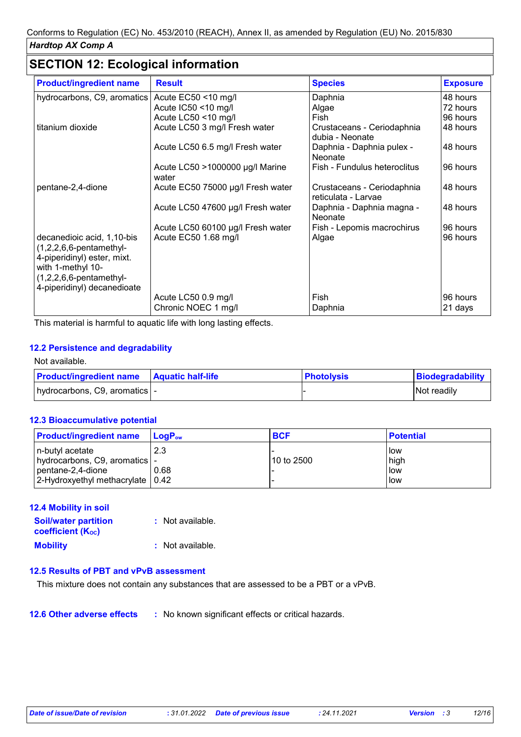## SECTION 12: Ecological information

| Product/ingredient name | Result | Species | Exposure |
|---|---|---|---|
| hydrocarbons, C9, aromatics | Acute EC50 <10 mg/l | Daphnia | 48 hours |
| | Acute IC50 <10 mg/l | Algae | 72 hours |
| | Acute LC50 <10 mg/l | Fish | 96 hours |
| titanium dioxide | Acute LC50 3 mg/l Fresh water | Crustaceans - Ceriodaphnia dubia - Neonate | 48 hours |
| | Acute LC50 6.5 mg/l Fresh water | Daphnia - Daphnia pulex - Neonate | 48 hours |
| | Acute LC50 >1000000 µg/l Marine water | Fish - Fundulus heteroclitus | 96 hours |
| pentane-2,4-dione | Acute EC50 75000 µg/l Fresh water | Crustaceans - Ceriodaphnia reticulata - Larvae | 48 hours |
| | Acute LC50 47600 µg/l Fresh water | Daphnia - Daphnia magna - Neonate | 48 hours |
| | Acute LC50 60100 µg/l Fresh water | Fish - Lepomis macrochirus | 96 hours |
| decanedioic acid, 1,10-bis (1,2,2,6,6-pentamethyl-4-piperidinyl) ester, mixt. with 1-methyl 10-(1,2,2,6,6-pentamethyl-4-piperidinyl) decanedioate | Acute EC50 1.68 mg/l | Algae | 96 hours |
| | Acute LC50 0.9 mg/l | Fish | 96 hours |
| | Chronic NOEC 1 mg/l | Daphnia | 21 days |

This material is harmful to aquatic life with long lasting effects.

### 12.2 Persistence and degradability

Not available.

| Product/ingredient name | Aquatic half-life | Photolysis | Biodegradability |
|---|---|---|---|
| hydrocarbons, C9, aromatics | - | - | Not readily |

### 12.3 Bioaccumulative potential

| Product/ingredient name | $LogP_{ow}$ | BCF | Potential |
|---|---|---|---|
| n-butyl acetate | 2.3 | - | low |
| hydrocarbons, C9, aromatics | - | 10 to 2500 | high |
| pentane-2,4-dione | 0.68 | - | low |
| 2-Hydroxyethyl methacrylate | 0.42 | - | low |

### 12.4 Mobility in soil

**Soil/water partition coefficient ($K_{OC}$)** : Not available.

**Mobility** : Not available.

### 12.5 Results of PBT and vPvB assessment

This mixture does not contain any substances that are assessed to be a PBT or a vPvB.

### 12.6 Other adverse effects

: No known significant effects or critical hazards.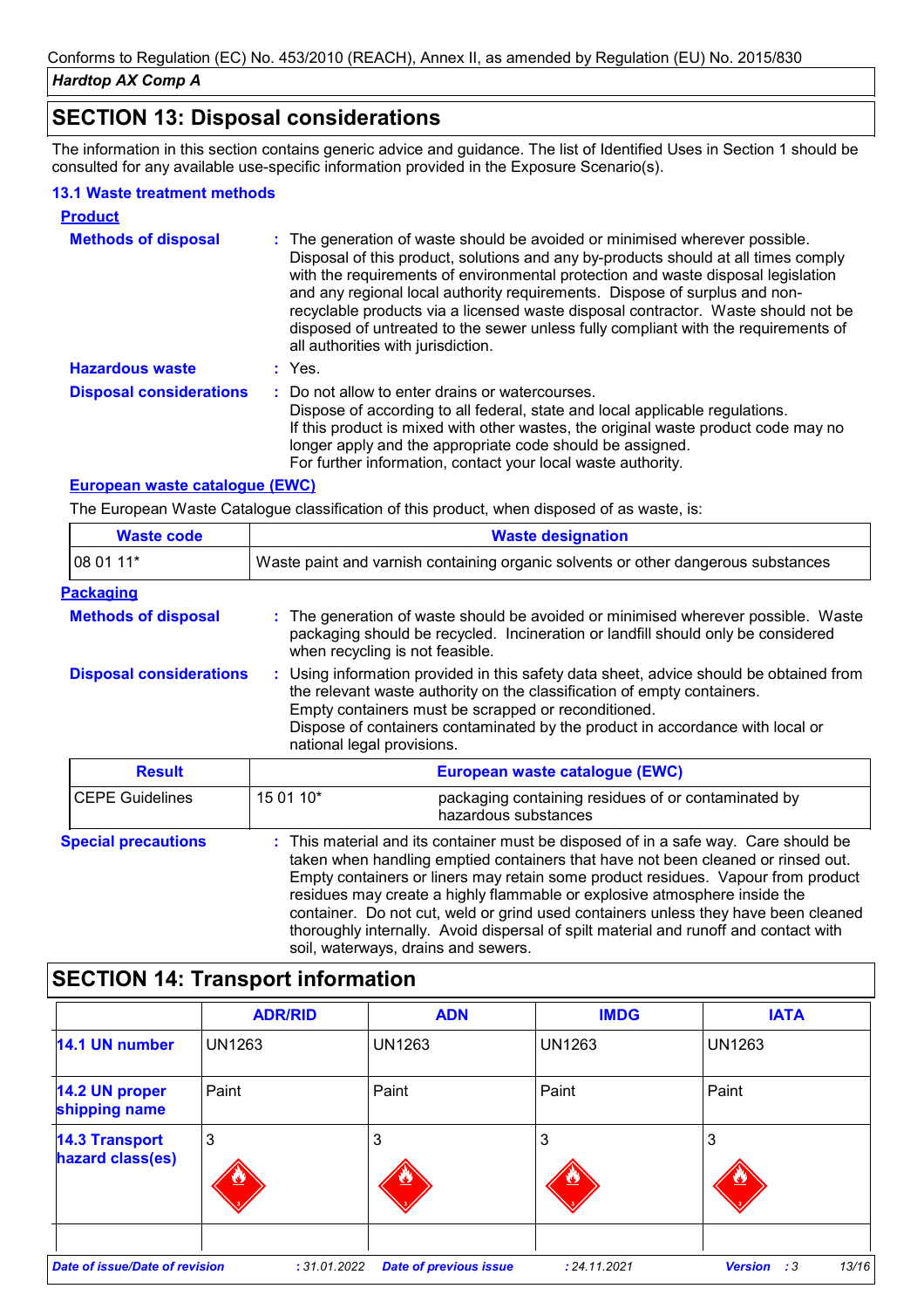## SECTION 13: Disposal considerations

The information in this section contains generic advice and guidance. The list of Identified Uses in Section 1 should be consulted for any available use-specific information provided in the Exposure Scenario(s).

### 13.1 Waste treatment methods

**Product**

**Methods of disposal** : The generation of waste should be avoided or minimised wherever possible. Disposal of this product, solutions and any by-products should at all times comply with the requirements of environmental protection and waste disposal legislation and any regional local authority requirements. Dispose of surplus and non-recyclable products via a licensed waste disposal contractor. Waste should not be disposed of untreated to the sewer unless fully compliant with the requirements of all authorities with jurisdiction.

**Hazardous waste** : Yes.

**Disposal considerations** : Do not allow to enter drains or watercourses.
Dispose of according to all federal, state and local applicable regulations.
If this product is mixed with other wastes, the original waste product code may no longer apply and the appropriate code should be assigned.
For further information, contact your local waste authority.

**European waste catalogue (EWC)**

The European Waste Catalogue classification of this product, when disposed of as waste, is:

| Waste code | Waste designation |
|---|---|
| 08 01 11* | Waste paint and varnish containing organic solvents or other dangerous substances |

**Packaging**

**Methods of disposal** : The generation of waste should be avoided or minimised wherever possible. Waste packaging should be recycled. Incineration or landfill should only be considered when recycling is not feasible.

**Disposal considerations** : Using information provided in this safety data sheet, advice should be obtained from the relevant waste authority on the classification of empty containers.
Empty containers must be scrapped or reconditioned.
Dispose of containers contaminated by the product in accordance with local or national legal provisions.

| Result | European waste catalogue (EWC) | |
|---|---|---|
| CEPE Guidelines | 15 01 10* | packaging containing residues of or contaminated by hazardous substances |

**Special precautions** : This material and its container must be disposed of in a safe way. Care should be taken when handling emptied containers that have not been cleaned or rinsed out. Empty containers or liners may retain some product residues. Vapour from product residues may create a highly flammable or explosive atmosphere inside the container. Do not cut, weld or grind used containers unless they have been cleaned thoroughly internally. Avoid dispersal of spilt material and runoff and contact with soil, waterways, drains and sewers.

## SECTION 14: Transport information

| | ADR/RID | ADN | IMDG | IATA |
|---|---|---|---|---|
| **14.1 UN number** | UN1263 | UN1263 | UN1263 | UN1263 |
| **14.2 UN proper shipping name** | Paint | Paint | Paint | Paint |
| **14.3 Transport hazard class(es)** | 3 | 3 | 3 | 3 |
| | | | | |

*Date of issue/Date of revision* : 31.01.2022 *Date of previous issue* : 24.11.2021 *Version* : 3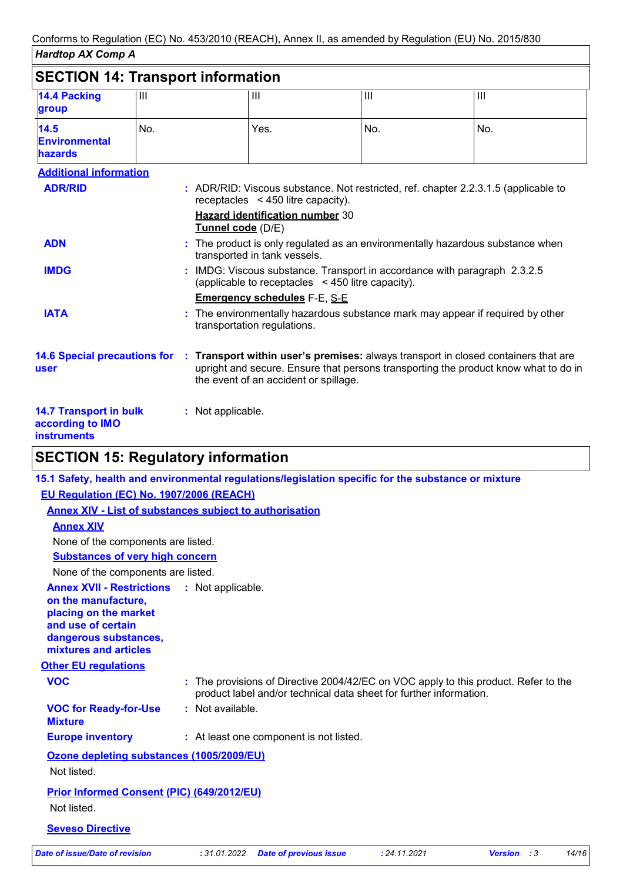## SECTION 14: Transport information

| | | | | |
|---|---|---|---|---|
| **14.4 Packing group** | III | III | III | III |
| **14.5 Environmental hazards** | No. | Yes. | No. | No. |

**Additional information**

**ADR/RID** : ADR/RID: Viscous substance. Not restricted, ref. chapter 2.2.3.1.5 (applicable to receptacles < 450 litre capacity).

**Hazard identification number** 30
**Tunnel code** (D/E)

**ADN** : The product is only regulated as an environmentally hazardous substance when transported in tank vessels.

**IMDG** : IMDG: Viscous substance. Transport in accordance with paragraph 2.3.2.5 (applicable to receptacles < 450 litre capacity).

**Emergency schedules** F-E, S-E

**IATA** : The environmentally hazardous substance mark may appear if required by other transportation regulations.

**14.6 Special precautions for user** : **Transport within user's premises:** always transport in closed containers that are upright and secure. Ensure that persons transporting the product know what to do in the event of an accident or spillage.

**14.7 Transport in bulk according to IMO instruments** : Not applicable.

## SECTION 15: Regulatory information

**15.1 Safety, health and environmental regulations/legislation specific for the substance or mixture**

**EU Regulation (EC) No. 1907/2006 (REACH)**

**Annex XIV - List of substances subject to authorisation**

**Annex XIV**

None of the components are listed.

**Substances of very high concern**

None of the components are listed.

**Annex XVII - Restrictions on the manufacture, placing on the market and use of certain dangerous substances, mixtures and articles** : Not applicable.

**Other EU regulations**

**VOC** : The provisions of Directive 2004/42/EC on VOC apply to this product. Refer to the product label and/or technical data sheet for further information.

**VOC for Ready-for-Use Mixture** : Not available.

**Europe inventory** : At least one component is not listed.

**Ozone depleting substances (1005/2009/EU)**

Not listed.

**Prior Informed Consent (PIC) (649/2012/EU)**

Not listed.

**Seveso Directive**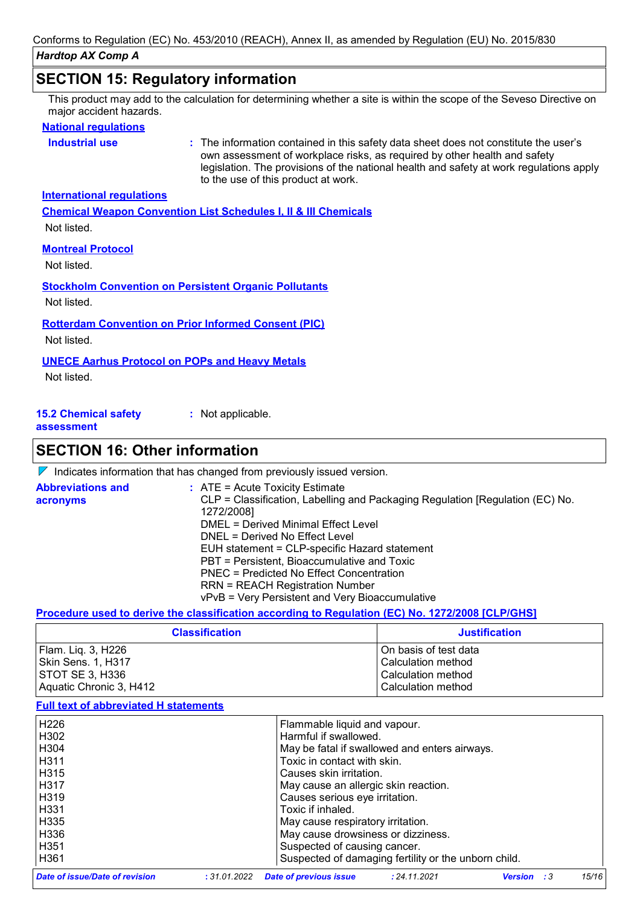## SECTION 15: Regulatory information

This product may add to the calculation for determining whether a site is within the scope of the Seveso Directive on major accident hazards.

**National regulations**

**Industrial use** : The information contained in this safety data sheet does not constitute the user's own assessment of workplace risks, as required by other health and safety legislation. The provisions of the national health and safety at work regulations apply to the use of this product at work.

**International regulations**

**Chemical Weapon Convention List Schedules I, II & III Chemicals**

Not listed.

**Montreal Protocol**

Not listed.

**Stockholm Convention on Persistent Organic Pollutants**

Not listed.

**Rotterdam Convention on Prior Informed Consent (PIC)**

Not listed.

**UNECE Aarhus Protocol on POPs and Heavy Metals**

Not listed.

**15.2 Chemical safety assessment** : Not applicable.

## SECTION 16: Other information

Indicates information that has changed from previously issued version.

**Abbreviations and acronyms** : ATE = Acute Toxicity Estimate
CLP = Classification, Labelling and Packaging Regulation [Regulation (EC) No. 1272/2008]
DMEL = Derived Minimal Effect Level
DNEL = Derived No Effect Level
EUH statement = CLP-specific Hazard statement
PBT = Persistent, Bioaccumulative and Toxic
PNEC = Predicted No Effect Concentration
RRN = REACH Registration Number
vPvB = Very Persistent and Very Bioaccumulative

**Procedure used to derive the classification according to Regulation (EC) No. 1272/2008 [CLP/GHS]**

| Classification | Justification |
|---|---|
| Flam. Liq. 3, H226 | On basis of test data |
| Skin Sens. 1, H317 | Calculation method |
| STOT SE 3, H336 | Calculation method |
| Aquatic Chronic 3, H412 | Calculation method |

**Full text of abbreviated H statements**

| | |
|---|---|
| H226 | Flammable liquid and vapour. |
| H302 | Harmful if swallowed. |
| H304 | May be fatal if swallowed and enters airways. |
| H311 | Toxic in contact with skin. |
| H315 | Causes skin irritation. |
| H317 | May cause an allergic skin reaction. |
| H319 | Causes serious eye irritation. |
| H331 | Toxic if inhaled. |
| H335 | May cause respiratory irritation. |
| H336 | May cause drowsiness or dizziness. |
| H351 | Suspected of causing cancer. |
| H361 | Suspected of damaging fertility or the unborn child. |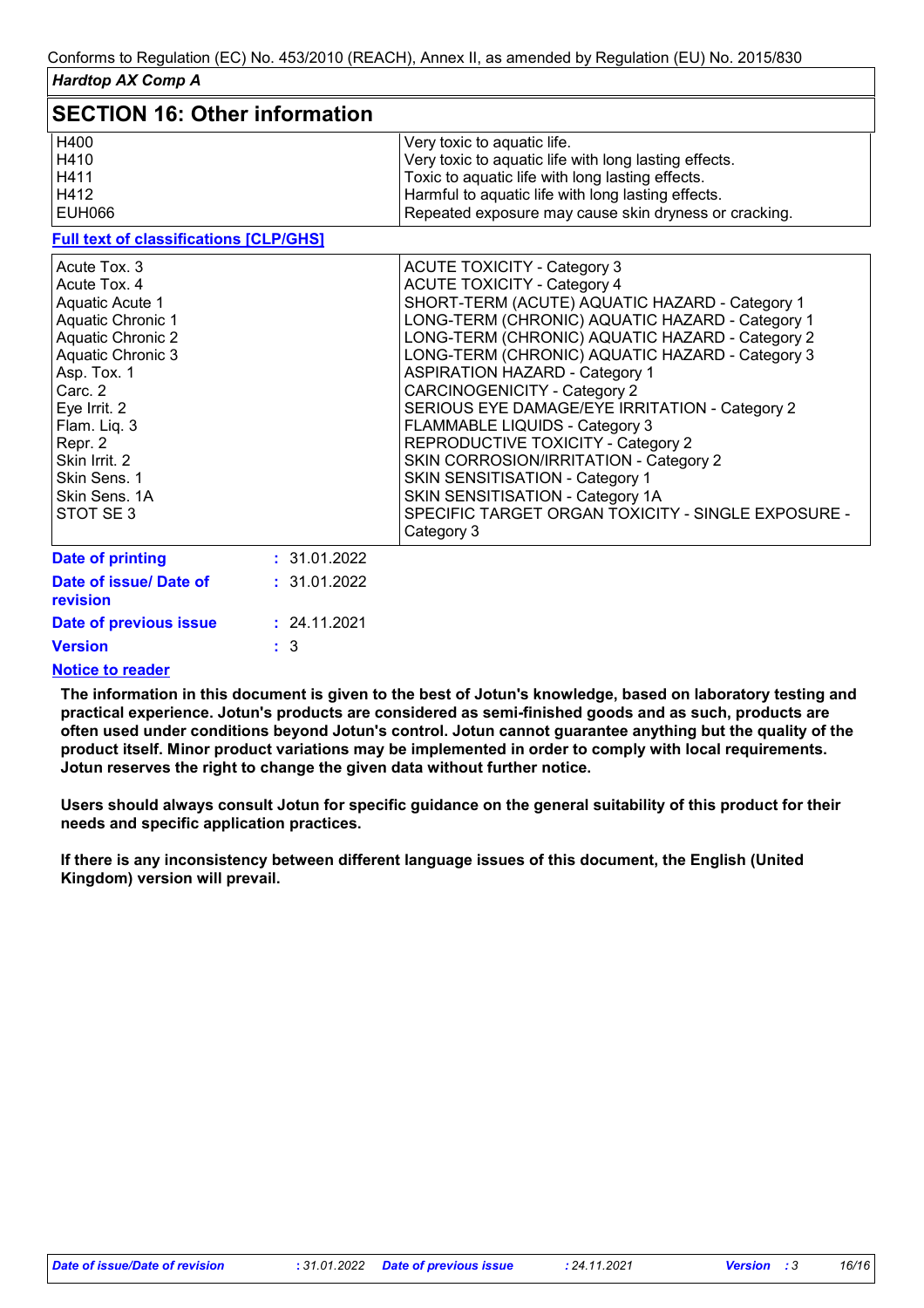## SECTION 16: Other information

| | |
|---|---|
| H400 | Very toxic to aquatic life. |
| H410 | Very toxic to aquatic life with long lasting effects. |
| H411 | Toxic to aquatic life with long lasting effects. |
| H412 | Harmful to aquatic life with long lasting effects. |
| EUH066 | Repeated exposure may cause skin dryness or cracking. |

**Full text of classifications [CLP/GHS]**

| | |
|---|---|
| Acute Tox. 3 | ACUTE TOXICITY - Category 3 |
| Acute Tox. 4 | ACUTE TOXICITY - Category 4 |
| Aquatic Acute 1 | SHORT-TERM (ACUTE) AQUATIC HAZARD - Category 1 |
| Aquatic Chronic 1 | LONG-TERM (CHRONIC) AQUATIC HAZARD - Category 1 |
| Aquatic Chronic 2 | LONG-TERM (CHRONIC) AQUATIC HAZARD - Category 2 |
| Aquatic Chronic 3 | LONG-TERM (CHRONIC) AQUATIC HAZARD - Category 3 |
| Asp. Tox. 1 | ASPIRATION HAZARD - Category 1 |
| Carc. 2 | CARCINOGENICITY - Category 2 |
| Eye Irrit. 2 | SERIOUS EYE DAMAGE/EYE IRRITATION - Category 2 |
| Flam. Liq. 3 | FLAMMABLE LIQUIDS - Category 3 |
| Repr. 2 | REPRODUCTIVE TOXICITY - Category 2 |
| Skin Irrit. 2 | SKIN CORROSION/IRRITATION - Category 2 |
| Skin Sens. 1 | SKIN SENSITISATION - Category 1 |
| Skin Sens. 1A | SKIN SENSITISATION - Category 1A |
| STOT SE 3 | SPECIFIC TARGET ORGAN TOXICITY - SINGLE EXPOSURE - Category 3 |

**Date of printing** : 31.01.2022

**Date of issue/ Date of revision** : 31.01.2022

**Date of previous issue** : 24.11.2021

**Version** : 3

**Notice to reader**

**The information in this document is given to the best of Jotun's knowledge, based on laboratory testing and practical experience. Jotun's products are considered as semi-finished goods and as such, products are often used under conditions beyond Jotun's control. Jotun cannot guarantee anything but the quality of the product itself. Minor product variations may be implemented in order to comply with local requirements. Jotun reserves the right to change the given data without further notice.**

**Users should always consult Jotun for specific guidance on the general suitability of this product for their needs and specific application practices.**

**If there is any inconsistency between different language issues of this document, the English (United Kingdom) version will prevail.**